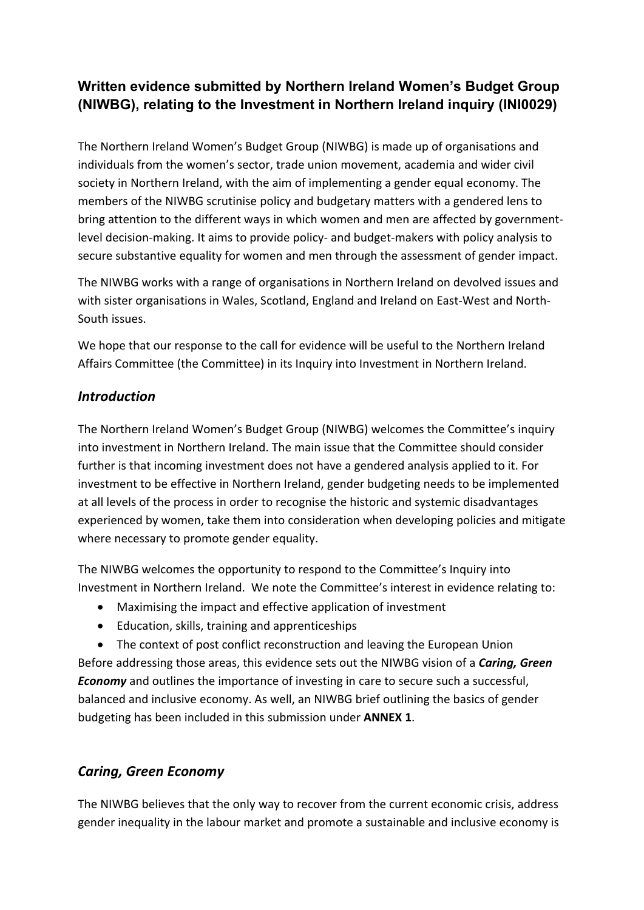# Written evidence submitted by Northern Ireland Women's Budget Group (NIWBG), relating to the Investment in Northern Ireland inquiry (INI0029)

The Northern Ireland Women's Budget Group (NIWBG) is made up of organisations and individuals from the women's sector, trade union movement, academia and wider civil society in Northern Ireland, with the aim of implementing a gender equal economy. The members of the NIWBG scrutinise policy and budgetary matters with a gendered lens to bring attention to the different ways in which women and men are affected by government-level decision-making. It aims to provide policy- and budget-makers with policy analysis to secure substantive equality for women and men through the assessment of gender impact.

The NIWBG works with a range of organisations in Northern Ireland on devolved issues and with sister organisations in Wales, Scotland, England and Ireland on East-West and North-South issues.

We hope that our response to the call for evidence will be useful to the Northern Ireland Affairs Committee (the Committee) in its Inquiry into Investment in Northern Ireland.

## *Introduction*

The Northern Ireland Women's Budget Group (NIWBG) welcomes the Committee's inquiry into investment in Northern Ireland. The main issue that the Committee should consider further is that incoming investment does not have a gendered analysis applied to it. For investment to be effective in Northern Ireland, gender budgeting needs to be implemented at all levels of the process in order to recognise the historic and systemic disadvantages experienced by women, take them into consideration when developing policies and mitigate where necessary to promote gender equality.

The NIWBG welcomes the opportunity to respond to the Committee's Inquiry into Investment in Northern Ireland. We note the Committee's interest in evidence relating to:

- Maximising the impact and effective application of investment
- Education, skills, training and apprenticeships
- The context of post conflict reconstruction and leaving the European Union

Before addressing those areas, this evidence sets out the NIWBG vision of a ***Caring, Green Economy*** and outlines the importance of investing in care to secure such a successful, balanced and inclusive economy. As well, an NIWBG brief outlining the basics of gender budgeting has been included in this submission under **ANNEX 1**.

## *Caring, Green Economy*

The NIWBG believes that the only way to recover from the current economic crisis, address gender inequality in the labour market and promote a sustainable and inclusive economy is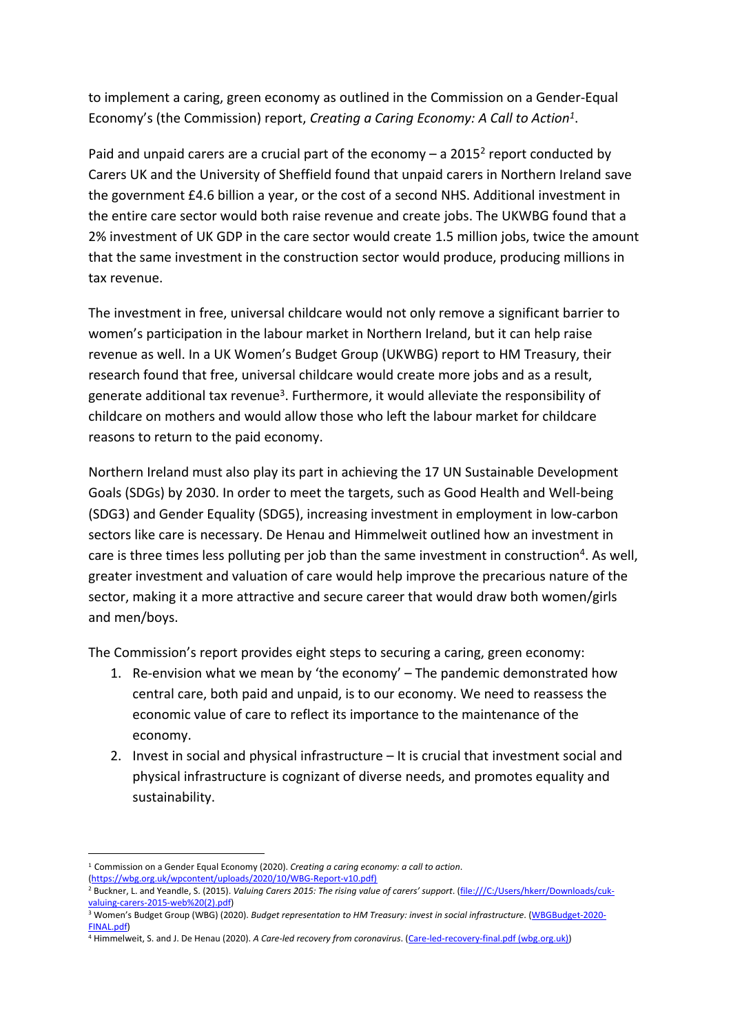to implement a caring, green economy as outlined in the Commission on a Gender-Equal Economy's (the Commission) report, *Creating a Caring Economy: A Call to Action*[1].

Paid and unpaid carers are a crucial part of the economy – a 2015[2] report conducted by Carers UK and the University of Sheffield found that unpaid carers in Northern Ireland save the government £4.6 billion a year, or the cost of a second NHS. Additional investment in the entire care sector would both raise revenue and create jobs. The UKWBG found that a 2% investment of UK GDP in the care sector would create 1.5 million jobs, twice the amount that the same investment in the construction sector would produce, producing millions in tax revenue.

The investment in free, universal childcare would not only remove a significant barrier to women's participation in the labour market in Northern Ireland, but it can help raise revenue as well. In a UK Women's Budget Group (UKWBG) report to HM Treasury, their research found that free, universal childcare would create more jobs and as a result, generate additional tax revenue[3]. Furthermore, it would alleviate the responsibility of childcare on mothers and would allow those who left the labour market for childcare reasons to return to the paid economy.

Northern Ireland must also play its part in achieving the 17 UN Sustainable Development Goals (SDGs) by 2030. In order to meet the targets, such as Good Health and Well-being (SDG3) and Gender Equality (SDG5), increasing investment in employment in low-carbon sectors like care is necessary. De Henau and Himmelweit outlined how an investment in care is three times less polluting per job than the same investment in construction[4]. As well, greater investment and valuation of care would help improve the precarious nature of the sector, making it a more attractive and secure career that would draw both women/girls and men/boys.

The Commission's report provides eight steps to securing a caring, green economy:

1. Re-envision what we mean by 'the economy' – The pandemic demonstrated how central care, both paid and unpaid, is to our economy. We need to reassess the economic value of care to reflect its importance to the maintenance of the economy.
2. Invest in social and physical infrastructure – It is crucial that investment social and physical infrastructure is cognizant of diverse needs, and promotes equality and sustainability.

---

[1] Commission on a Gender Equal Economy (2020). *Creating a caring economy: a call to action*. (https://wbg.org.uk/wpcontent/uploads/2020/10/WBG-Report-v10.pdf)

[2] Buckner, L. and Yeandle, S. (2015). *Valuing Carers 2015: The rising value of carers' support*. (file:///C:/Users/hkerr/Downloads/cuk-valuing-carers-2015-web%20(2).pdf)

[3] Women's Budget Group (WBG) (2020). *Budget representation to HM Treasury: invest in social infrastructure*. (WBGBudget-2020-FINAL.pdf)

[4] Himmelweit, S. and J. De Henau (2020). *A Care-led recovery from coronavirus*. (Care-led-recovery-final.pdf (wbg.org.uk))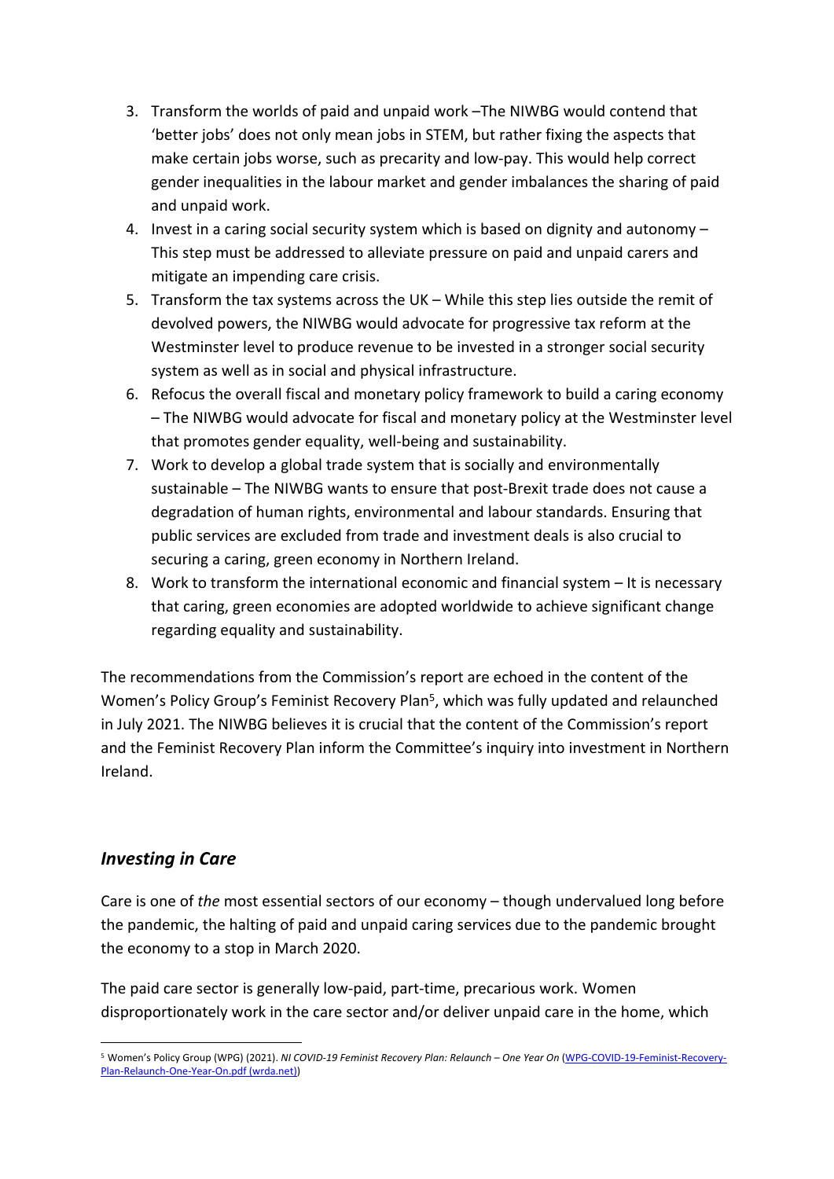3. Transform the worlds of paid and unpaid work –The NIWBG would contend that 'better jobs' does not only mean jobs in STEM, but rather fixing the aspects that make certain jobs worse, such as precarity and low-pay. This would help correct gender inequalities in the labour market and gender imbalances the sharing of paid and unpaid work.
4. Invest in a caring social security system which is based on dignity and autonomy – This step must be addressed to alleviate pressure on paid and unpaid carers and mitigate an impending care crisis.
5. Transform the tax systems across the UK – While this step lies outside the remit of devolved powers, the NIWBG would advocate for progressive tax reform at the Westminster level to produce revenue to be invested in a stronger social security system as well as in social and physical infrastructure.
6. Refocus the overall fiscal and monetary policy framework to build a caring economy – The NIWBG would advocate for fiscal and monetary policy at the Westminster level that promotes gender equality, well-being and sustainability.
7. Work to develop a global trade system that is socially and environmentally sustainable – The NIWBG wants to ensure that post-Brexit trade does not cause a degradation of human rights, environmental and labour standards. Ensuring that public services are excluded from trade and investment deals is also crucial to securing a caring, green economy in Northern Ireland.
8. Work to transform the international economic and financial system – It is necessary that caring, green economies are adopted worldwide to achieve significant change regarding equality and sustainability.

The recommendations from the Commission's report are echoed in the content of the Women's Policy Group's Feminist Recovery Plan[5], which was fully updated and relaunched in July 2021. The NIWBG believes it is crucial that the content of the Commission's report and the Feminist Recovery Plan inform the Committee's inquiry into investment in Northern Ireland.

## *Investing in Care*

Care is one of *the* most essential sectors of our economy – though undervalued long before the pandemic, the halting of paid and unpaid caring services due to the pandemic brought the economy to a stop in March 2020.

The paid care sector is generally low-paid, part-time, precarious work. Women disproportionately work in the care sector and/or deliver unpaid care in the home, which

[5] Women's Policy Group (WPG) (2021). *NI COVID-19 Feminist Recovery Plan: Relaunch – One Year On* (WPG-COVID-19-Feminist-Recovery-Plan-Relaunch-One-Year-On.pdf (wrda.net))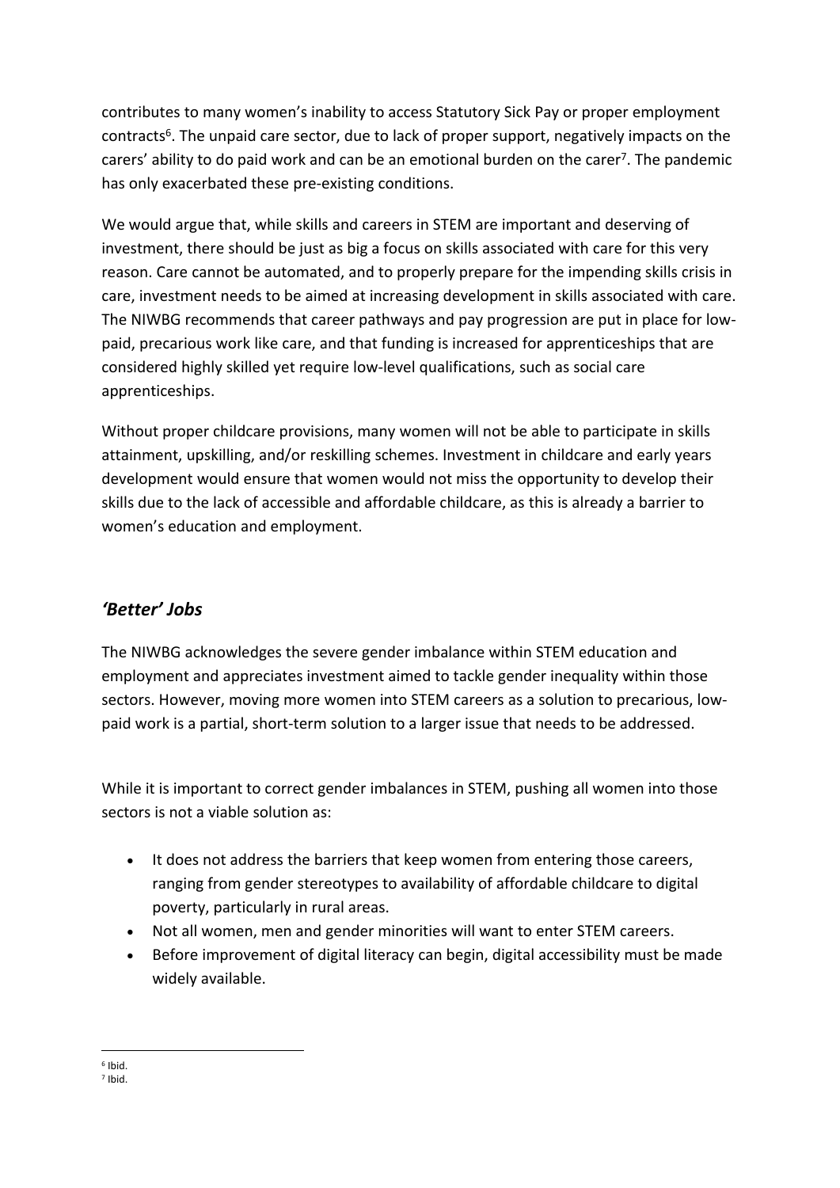contributes to many women's inability to access Statutory Sick Pay or proper employment contracts[6]. The unpaid care sector, due to lack of proper support, negatively impacts on the carers' ability to do paid work and can be an emotional burden on the carer[7]. The pandemic has only exacerbated these pre-existing conditions.

We would argue that, while skills and careers in STEM are important and deserving of investment, there should be just as big a focus on skills associated with care for this very reason. Care cannot be automated, and to properly prepare for the impending skills crisis in care, investment needs to be aimed at increasing development in skills associated with care. The NIWBG recommends that career pathways and pay progression are put in place for low-paid, precarious work like care, and that funding is increased for apprenticeships that are considered highly skilled yet require low-level qualifications, such as social care apprenticeships.

Without proper childcare provisions, many women will not be able to participate in skills attainment, upskilling, and/or reskilling schemes. Investment in childcare and early years development would ensure that women would not miss the opportunity to develop their skills due to the lack of accessible and affordable childcare, as this is already a barrier to women's education and employment.

## *'Better' Jobs*

The NIWBG acknowledges the severe gender imbalance within STEM education and employment and appreciates investment aimed to tackle gender inequality within those sectors. However, moving more women into STEM careers as a solution to precarious, low-paid work is a partial, short-term solution to a larger issue that needs to be addressed.

While it is important to correct gender imbalances in STEM, pushing all women into those sectors is not a viable solution as:

- It does not address the barriers that keep women from entering those careers, ranging from gender stereotypes to availability of affordable childcare to digital poverty, particularly in rural areas.
- Not all women, men and gender minorities will want to enter STEM careers.
- Before improvement of digital literacy can begin, digital accessibility must be made widely available.

---

[6] Ibid.
[7] Ibid.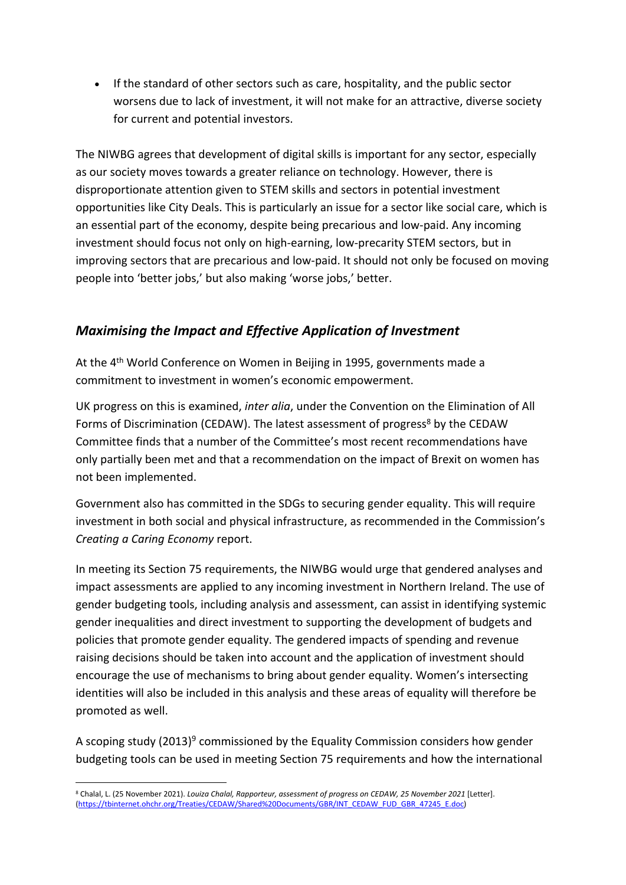- If the standard of other sectors such as care, hospitality, and the public sector worsens due to lack of investment, it will not make for an attractive, diverse society for current and potential investors.

The NIWBG agrees that development of digital skills is important for any sector, especially as our society moves towards a greater reliance on technology. However, there is disproportionate attention given to STEM skills and sectors in potential investment opportunities like City Deals. This is particularly an issue for a sector like social care, which is an essential part of the economy, despite being precarious and low-paid. Any incoming investment should focus not only on high-earning, low-precarity STEM sectors, but in improving sectors that are precarious and low-paid. It should not only be focused on moving people into 'better jobs,' but also making 'worse jobs,' better.

## *Maximising the Impact and Effective Application of Investment*

At the 4th World Conference on Women in Beijing in 1995, governments made a commitment to investment in women's economic empowerment.

UK progress on this is examined, *inter alia*, under the Convention on the Elimination of All Forms of Discrimination (CEDAW). The latest assessment of progress[8] by the CEDAW Committee finds that a number of the Committee's most recent recommendations have only partially been met and that a recommendation on the impact of Brexit on women has not been implemented.

Government also has committed in the SDGs to securing gender equality. This will require investment in both social and physical infrastructure, as recommended in the Commission's *Creating a Caring Economy* report.

In meeting its Section 75 requirements, the NIWBG would urge that gendered analyses and impact assessments are applied to any incoming investment in Northern Ireland. The use of gender budgeting tools, including analysis and assessment, can assist in identifying systemic gender inequalities and direct investment to supporting the development of budgets and policies that promote gender equality. The gendered impacts of spending and revenue raising decisions should be taken into account and the application of investment should encourage the use of mechanisms to bring about gender equality. Women's intersecting identities will also be included in this analysis and these areas of equality will therefore be promoted as well.

A scoping study (2013)[9] commissioned by the Equality Commission considers how gender budgeting tools can be used in meeting Section 75 requirements and how the international

---

[8] Chalal, L. (25 November 2021). *Louiza Chalal, Rapporteur, assessment of progress on CEDAW, 25 November 2021* [Letter]. (https://tbinternet.ohchr.org/Treaties/CEDAW/Shared%20Documents/GBR/INT_CEDAW_FUD_GBR_47245_E.doc)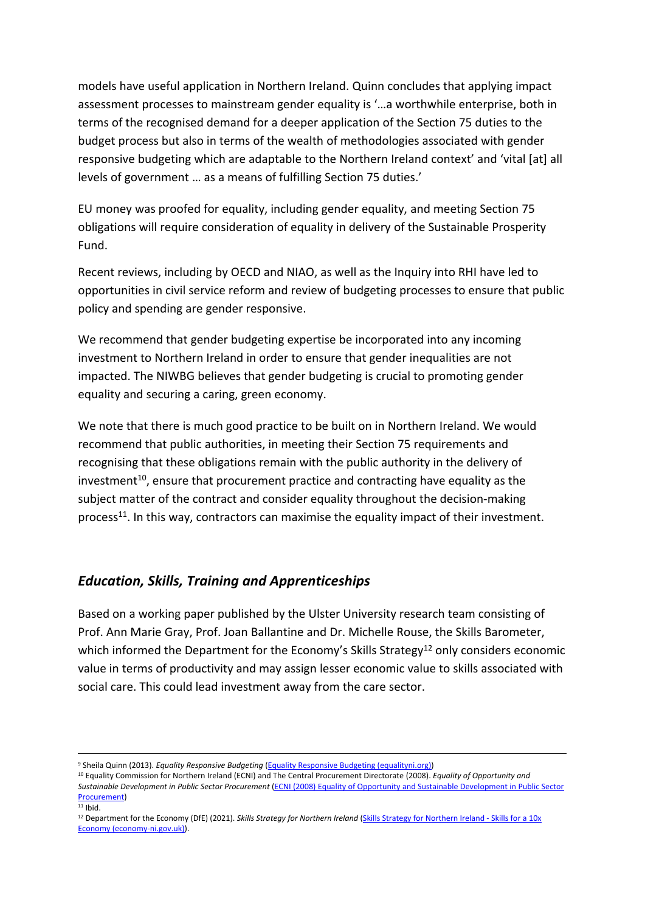models have useful application in Northern Ireland. Quinn concludes that applying impact assessment processes to mainstream gender equality is '…a worthwhile enterprise, both in terms of the recognised demand for a deeper application of the Section 75 duties to the budget process but also in terms of the wealth of methodologies associated with gender responsive budgeting which are adaptable to the Northern Ireland context' and 'vital [at] all levels of government … as a means of fulfilling Section 75 duties.'

EU money was proofed for equality, including gender equality, and meeting Section 75 obligations will require consideration of equality in delivery of the Sustainable Prosperity Fund.

Recent reviews, including by OECD and NIAO, as well as the Inquiry into RHI have led to opportunities in civil service reform and review of budgeting processes to ensure that public policy and spending are gender responsive.

We recommend that gender budgeting expertise be incorporated into any incoming investment to Northern Ireland in order to ensure that gender inequalities are not impacted. The NIWBG believes that gender budgeting is crucial to promoting gender equality and securing a caring, green economy.

We note that there is much good practice to be built on in Northern Ireland. We would recommend that public authorities, in meeting their Section 75 requirements and recognising that these obligations remain with the public authority in the delivery of investment[10], ensure that procurement practice and contracting have equality as the subject matter of the contract and consider equality throughout the decision-making process[11]. In this way, contractors can maximise the equality impact of their investment.

## *Education, Skills, Training and Apprenticeships*

Based on a working paper published by the Ulster University research team consisting of Prof. Ann Marie Gray, Prof. Joan Ballantine and Dr. Michelle Rouse, the Skills Barometer, which informed the Department for the Economy's Skills Strategy[12] only considers economic value in terms of productivity and may assign lesser economic value to skills associated with social care. This could lead investment away from the care sector.

---

[9] Sheila Quinn (2013). *Equality Responsive Budgeting* (Equality Responsive Budgeting (equalityni.org))

[10] Equality Commission for Northern Ireland (ECNI) and The Central Procurement Directorate (2008). *Equality of Opportunity and Sustainable Development in Public Sector Procurement* (ECNI (2008) Equality of Opportunity and Sustainable Development in Public Sector Procurement)

[11] Ibid.

[12] Department for the Economy (DfE) (2021). *Skills Strategy for Northern Ireland* (Skills Strategy for Northern Ireland - Skills for a 10x Economy (economy-ni.gov.uk)).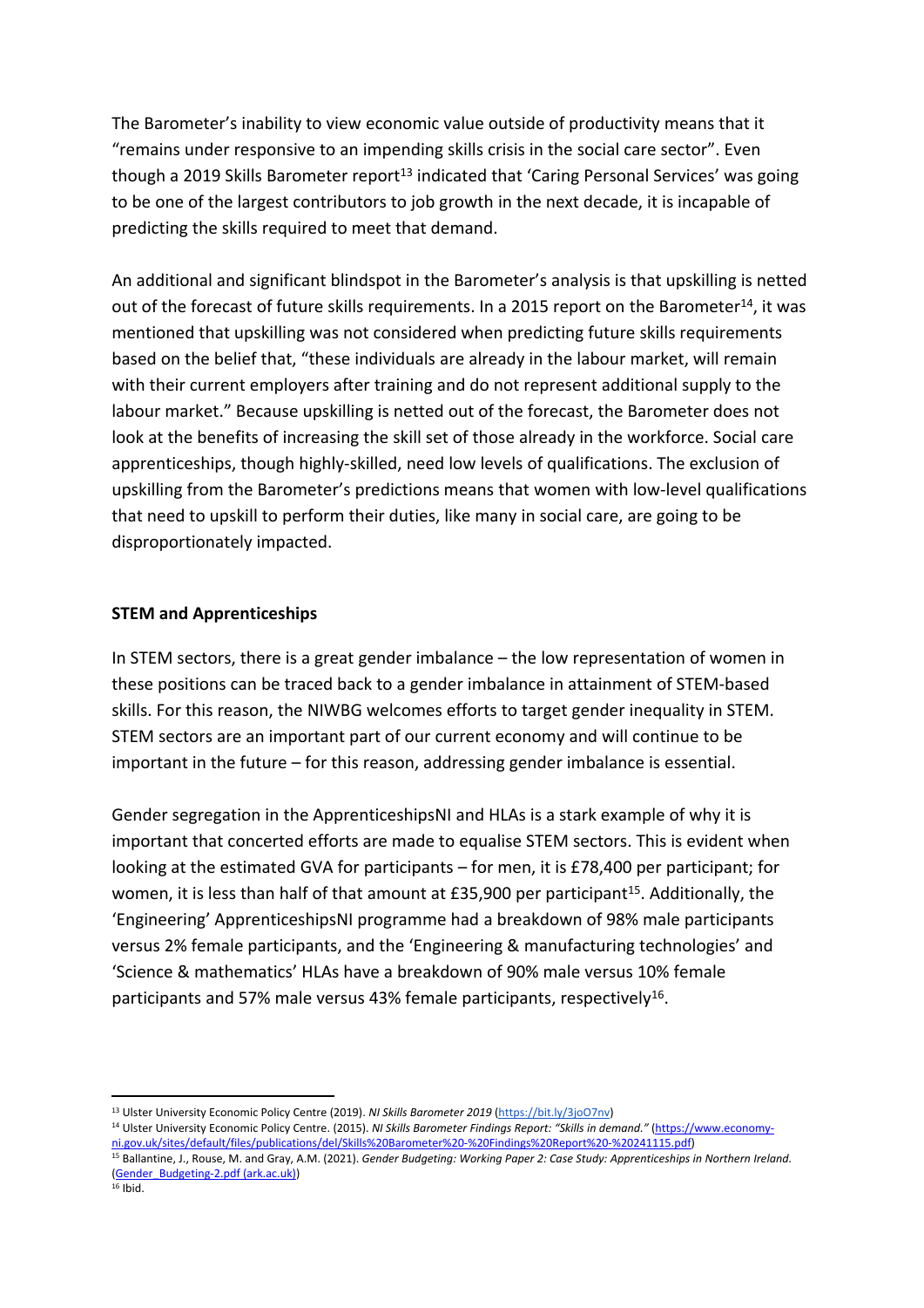The Barometer's inability to view economic value outside of productivity means that it "remains under responsive to an impending skills crisis in the social care sector". Even though a 2019 Skills Barometer report[13] indicated that 'Caring Personal Services' was going to be one of the largest contributors to job growth in the next decade, it is incapable of predicting the skills required to meet that demand.

An additional and significant blindspot in the Barometer's analysis is that upskilling is netted out of the forecast of future skills requirements. In a 2015 report on the Barometer[14], it was mentioned that upskilling was not considered when predicting future skills requirements based on the belief that, "these individuals are already in the labour market, will remain with their current employers after training and do not represent additional supply to the labour market." Because upskilling is netted out of the forecast, the Barometer does not look at the benefits of increasing the skill set of those already in the workforce. Social care apprenticeships, though highly-skilled, need low levels of qualifications. The exclusion of upskilling from the Barometer's predictions means that women with low-level qualifications that need to upskill to perform their duties, like many in social care, are going to be disproportionately impacted.

**STEM and Apprenticeships**

In STEM sectors, there is a great gender imbalance – the low representation of women in these positions can be traced back to a gender imbalance in attainment of STEM-based skills. For this reason, the NIWBG welcomes efforts to target gender inequality in STEM. STEM sectors are an important part of our current economy and will continue to be important in the future – for this reason, addressing gender imbalance is essential.

Gender segregation in the ApprenticeshipsNI and HLAs is a stark example of why it is important that concerted efforts are made to equalise STEM sectors. This is evident when looking at the estimated GVA for participants – for men, it is £78,400 per participant; for women, it is less than half of that amount at £35,900 per participant[15]. Additionally, the 'Engineering' ApprenticeshipsNI programme had a breakdown of 98% male participants versus 2% female participants, and the 'Engineering & manufacturing technologies' and 'Science & mathematics' HLAs have a breakdown of 90% male versus 10% female participants and 57% male versus 43% female participants, respectively[16].

---

[13] Ulster University Economic Policy Centre (2019). *NI Skills Barometer 2019* (https://bit.ly/3joO7nv)

[14] Ulster University Economic Policy Centre. (2015). *NI Skills Barometer Findings Report: "Skills in demand."* (https://www.economy-ni.gov.uk/sites/default/files/publications/del/Skills%20Barometer%20-%20Findings%20Report%20-%20241115.pdf)

[15] Ballantine, J., Rouse, M. and Gray, A.M. (2021). *Gender Budgeting: Working Paper 2: Case Study: Apprenticeships in Northern Ireland.* (Gender_Budgeting-2.pdf (ark.ac.uk))

[16] Ibid.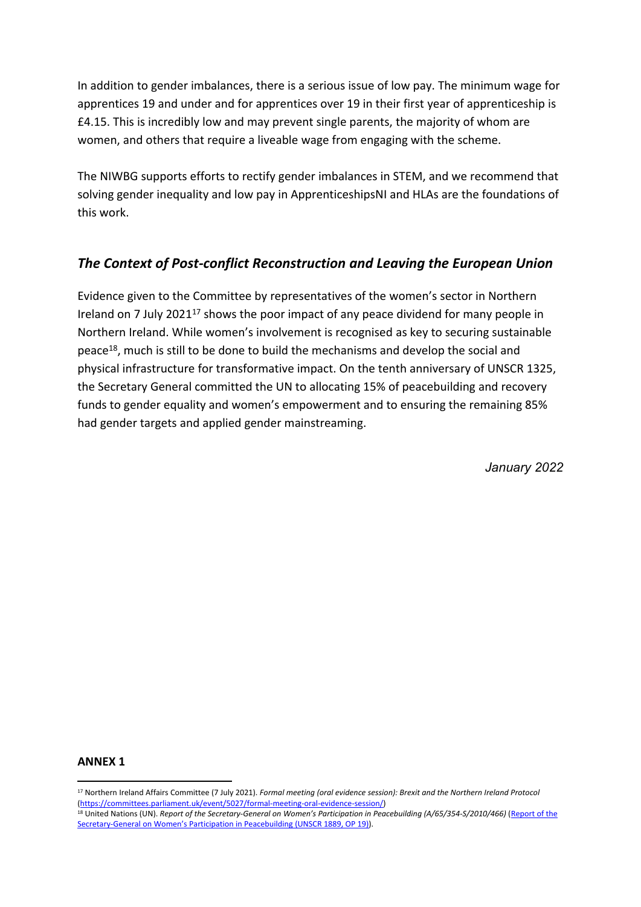In addition to gender imbalances, there is a serious issue of low pay. The minimum wage for apprentices 19 and under and for apprentices over 19 in their first year of apprenticeship is £4.15. This is incredibly low and may prevent single parents, the majority of whom are women, and others that require a liveable wage from engaging with the scheme.

The NIWBG supports efforts to rectify gender imbalances in STEM, and we recommend that solving gender inequality and low pay in ApprenticeshipsNI and HLAs are the foundations of this work.

## *The Context of Post-conflict Reconstruction and Leaving the European Union*

Evidence given to the Committee by representatives of the women's sector in Northern Ireland on 7 July 2021[17] shows the poor impact of any peace dividend for many people in Northern Ireland. While women's involvement is recognised as key to securing sustainable peace[18], much is still to be done to build the mechanisms and develop the social and physical infrastructure for transformative impact. On the tenth anniversary of UNSCR 1325, the Secretary General committed the UN to allocating 15% of peacebuilding and recovery funds to gender equality and women's empowerment and to ensuring the remaining 85% had gender targets and applied gender mainstreaming.

*January 2022*

**ANNEX 1**

---

[17] Northern Ireland Affairs Committee (7 July 2021). *Formal meeting (oral evidence session): Brexit and the Northern Ireland Protocol* (https://committees.parliament.uk/event/5027/formal-meeting-oral-evidence-session/)

[18] United Nations (UN). *Report of the Secretary-General on Women's Participation in Peacebuilding (A/65/354-S/2010/466)* (Report of the Secretary-General on Women's Participation in Peacebuilding (UNSCR 1889, OP 19)).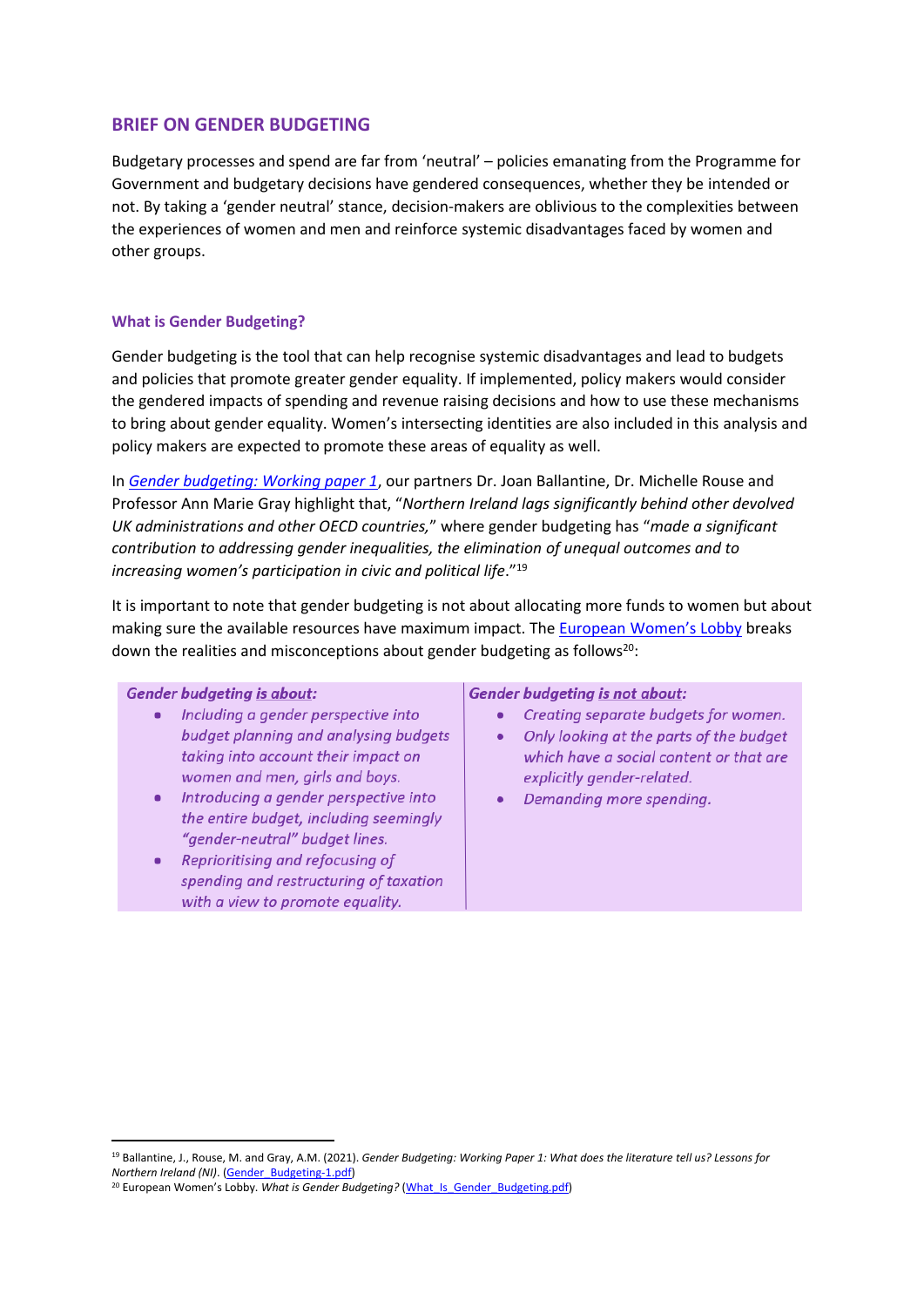## BRIEF ON GENDER BUDGETING

Budgetary processes and spend are far from 'neutral' – policies emanating from the Programme for Government and budgetary decisions have gendered consequences, whether they be intended or not. By taking a 'gender neutral' stance, decision-makers are oblivious to the complexities between the experiences of women and men and reinforce systemic disadvantages faced by women and other groups.

### What is Gender Budgeting?

Gender budgeting is the tool that can help recognise systemic disadvantages and lead to budgets and policies that promote greater gender equality. If implemented, policy makers would consider the gendered impacts of spending and revenue raising decisions and how to use these mechanisms to bring about gender equality. Women's intersecting identities are also included in this analysis and policy makers are expected to promote these areas of equality as well.

In *Gender budgeting: Working paper 1*, our partners Dr. Joan Ballantine, Dr. Michelle Rouse and Professor Ann Marie Gray highlight that, "*Northern Ireland lags significantly behind other devolved UK administrations and other OECD countries,*" where gender budgeting has "*made a significant contribution to addressing gender inequalities, the elimination of unequal outcomes and to increasing women's participation in civic and political life*."[19]

It is important to note that gender budgeting is not about allocating more funds to women but about making sure the available resources have maximum impact. The European Women's Lobby breaks down the realities and misconceptions about gender budgeting as follows[20]:

| *Gender budgeting is about:* | *Gender budgeting is not about:* |
| --- | --- |
| • *Including a gender perspective into budget planning and analysing budgets taking into account their impact on women and men, girls and boys.*<br>• *Introducing a gender perspective into the entire budget, including seemingly "gender-neutral" budget lines.*<br>• *Reprioritising and refocusing of spending and restructuring of taxation with a view to promote equality.* | • *Creating separate budgets for women.*<br>• *Only looking at the parts of the budget which have a social content or that are explicitly gender-related.*<br>• *Demanding more spending.* |

---

[19] Ballantine, J., Rouse, M. and Gray, A.M. (2021). *Gender Budgeting: Working Paper 1: What does the literature tell us? Lessons for Northern Ireland (NI)*. (Gender_Budgeting-1.pdf)

[20] European Women's Lobby. *What is Gender Budgeting?* (What_Is_Gender_Budgeting.pdf)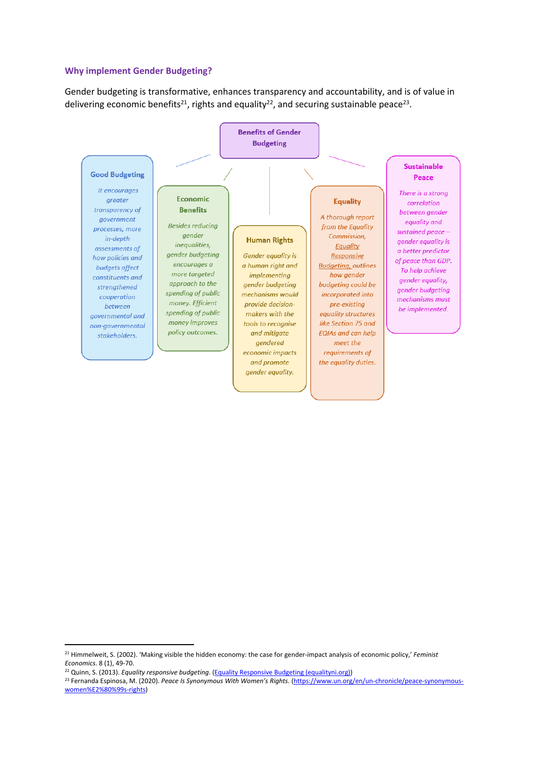## Why implement Gender Budgeting?

Gender budgeting is transformative, enhances transparency and accountability, and is of value in delivering economic benefits[21], rights and equality[22], and securing sustainable peace[23].

**Benefits of Gender Budgeting**

**Good Budgeting**

*It encourages greater transparency of government processes, more in-depth assessments of how policies and budgets affect constituents and strengthened cooperation between governmental and non-governmental stakeholders.*

**Economic Benefits**

*Besides reducing gender inequalities, gender budgeting encourages a more targeted approach to the spending of public money. Efficient spending of public money improves policy outcomes.*

**Human Rights**

*Gender equality is a human right and implementing gender budgeting mechanisms would provide decision-makers with the tools to recognise and mitigate gendered economic impacts and promote gender equality.*

**Equality**

*A thorough report from the Equality Commission, Equality Responsive Budgeting, outlines how gender budgeting could be incorporated into pre-existing equality structures like Section 75 and EQIAs and can help meet the requirements of the equality duties.*

**Sustainable Peace**

*There is a strong correlation between gender equality and sustained peace – gender equality is a better predictor of peace than GDP. To help achieve gender equality, gender budgeting mechanisms must be implemented.*

---

[21] Himmelweit, S. (2002). 'Making visible the hidden economy: the case for gender-impact analysis of economic policy,' *Feminist Economics*. 8 (1), 49-70.

[22] Quinn, S. (2013). *Equality responsive budgeting*. (Equality Responsive Budgeting (equalityni.org))

[23] Fernanda Espinosa, M. (2020). *Peace Is Synonymous With Women's Rights*. (https://www.un.org/en/un-chronicle/peace-synonymous-women%E2%80%99s-rights)